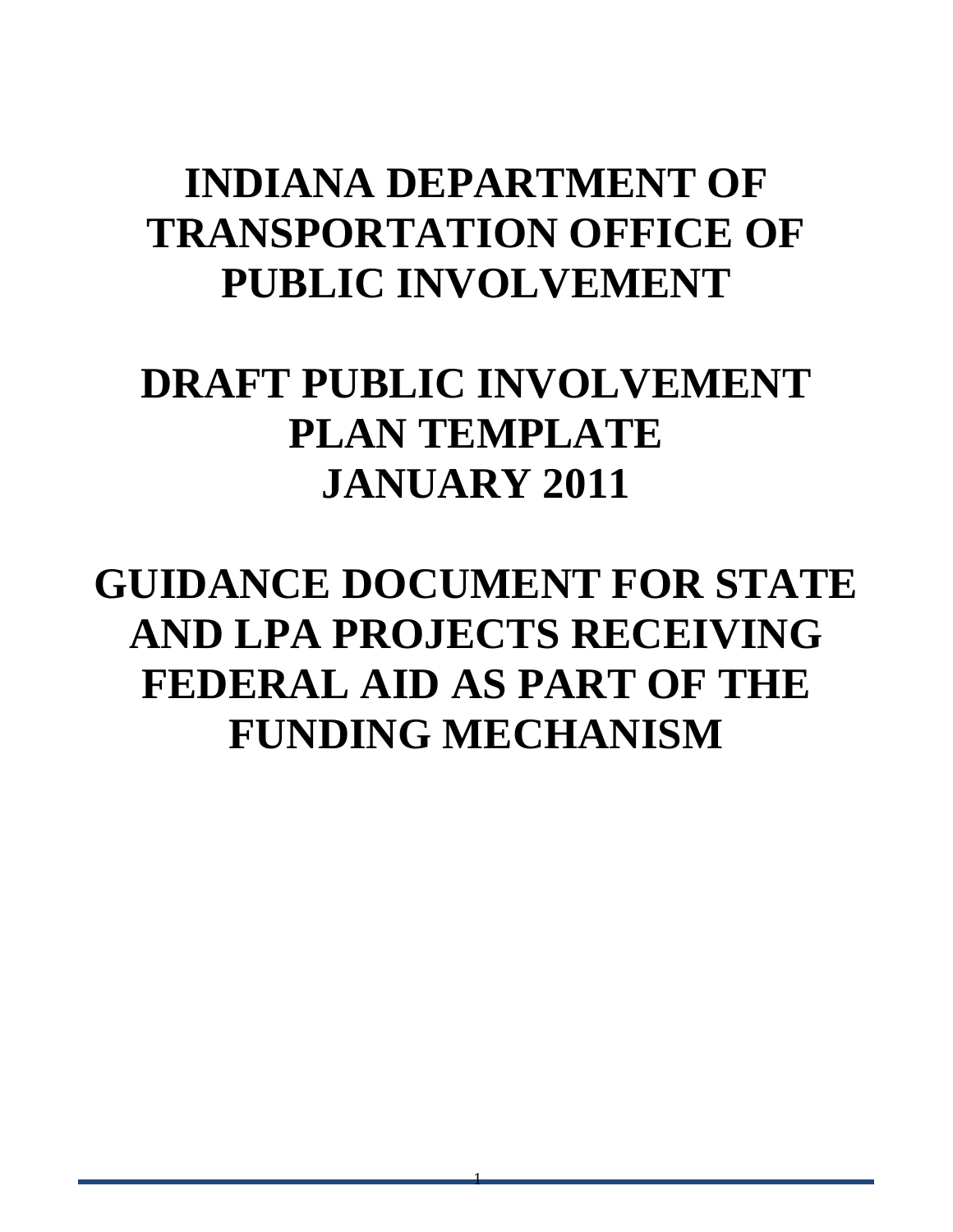# INDIANA DEPARTMENT OF TRANSPORTATION OFFICE OF PUBLIC INVOLVEMENT

# DRAFT PUBLIC INVOLVEMENT PLAN TEMPLATE JANUARY 2011

# GUIDANCE DOCUMENT FOR STATE AND LPA PROJECTS RECEIVING FEDERAL AID AS PART OF THE FUNDING MECHANISM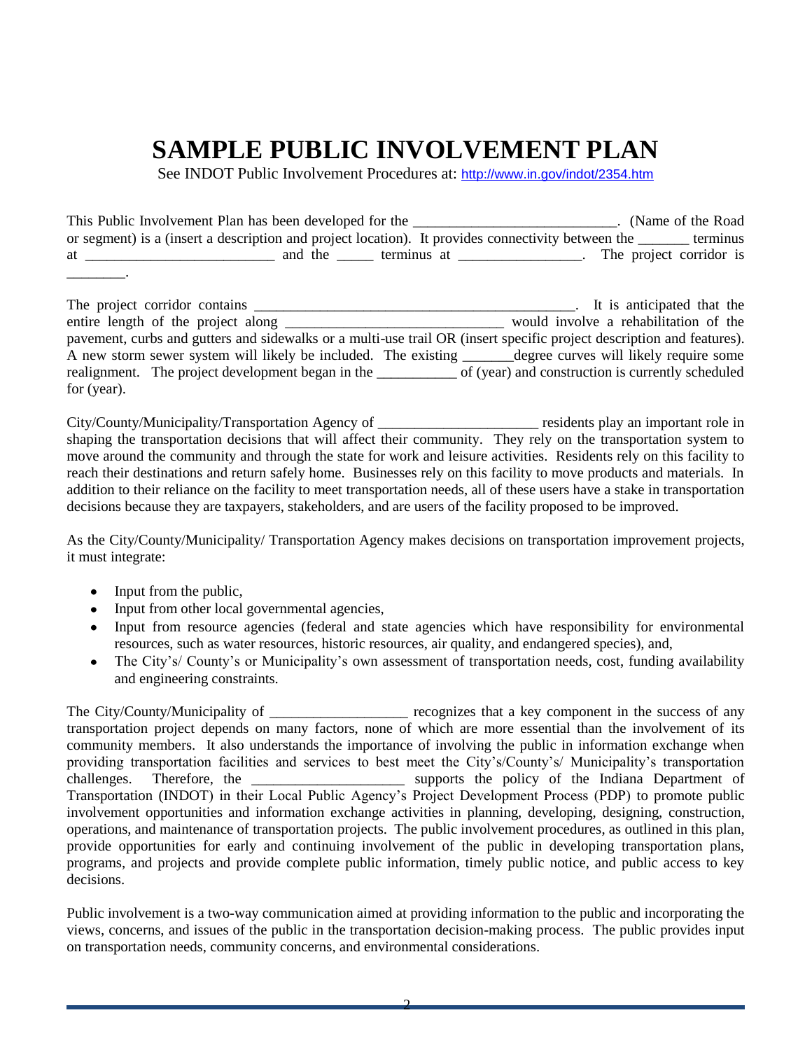# SAMPLE PUBLIC INVOLVEMENT PLAN

See INDOT Public Involvement Procedures at: http://www.in.gov/indot/2354.htm

This Public Involvement Plan has been developed for the ___________________________. (Name of the Road or segment) is a (insert a description and project location). It provides connectivity between the _______ terminus at __________________________ and the _____ terminus at _________________. The project corridor is ________.

The project corridor contains _____________________________________________. It is anticipated that the entire length of the project along ______________________________ would involve a rehabilitation of the pavement, curbs and gutters and sidewalks or a multi-use trail OR (insert specific project description and features). A new storm sewer system will likely be included. The existing _______degree curves will likely require some realignment. The project development began in the ___________ of (year) and construction is currently scheduled for (year).

City/County/Municipality/Transportation Agency of ______________________ residents play an important role in shaping the transportation decisions that will affect their community. They rely on the transportation system to move around the community and through the state for work and leisure activities. Residents rely on this facility to reach their destinations and return safely home. Businesses rely on this facility to move products and materials. In addition to their reliance on the facility to meet transportation needs, all of these users have a stake in transportation decisions because they are taxpayers, stakeholders, and are users of the facility proposed to be improved.

As the City/County/Municipality/ Transportation Agency makes decisions on transportation improvement projects, it must integrate:

- Input from the public,
- Input from other local governmental agencies,
- Input from resource agencies (federal and state agencies which have responsibility for environmental resources, such as water resources, historic resources, air quality, and endangered species), and,
- The City's/ County's or Municipality's own assessment of transportation needs, cost, funding availability and engineering constraints.

The City/County/Municipality of ___________________ recognizes that a key component in the success of any transportation project depends on many factors, none of which are more essential than the involvement of its community members. It also understands the importance of involving the public in information exchange when providing transportation facilities and services to best meet the City's/County's/ Municipality's transportation challenges. Therefore, the _____________________ supports the policy of the Indiana Department of Transportation (INDOT) in their Local Public Agency's Project Development Process (PDP) to promote public involvement opportunities and information exchange activities in planning, developing, designing, construction, operations, and maintenance of transportation projects. The public involvement procedures, as outlined in this plan, provide opportunities for early and continuing involvement of the public in developing transportation plans, programs, and projects and provide complete public information, timely public notice, and public access to key decisions.

Public involvement is a two-way communication aimed at providing information to the public and incorporating the views, concerns, and issues of the public in the transportation decision-making process. The public provides input on transportation needs, community concerns, and environmental considerations.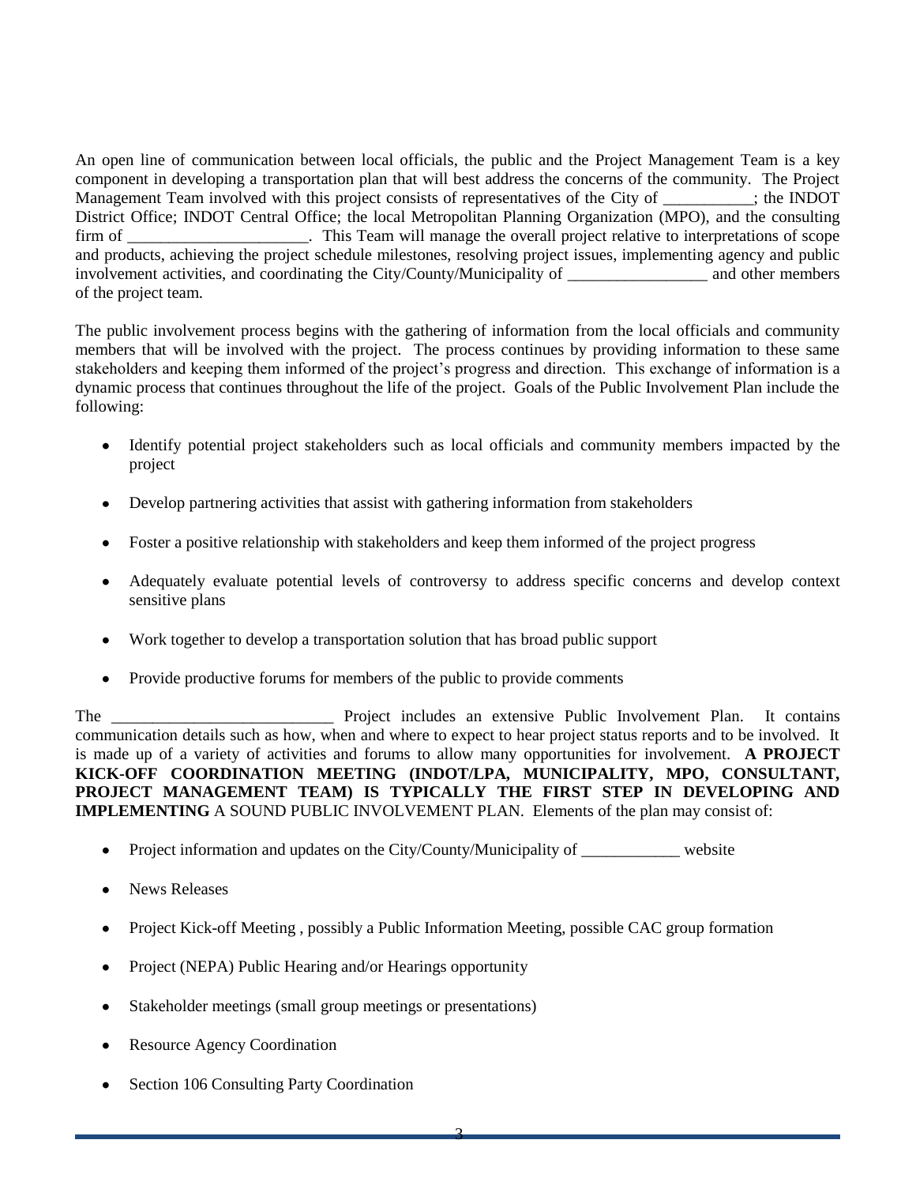An open line of communication between local officials, the public and the Project Management Team is a key component in developing a transportation plan that will best address the concerns of the community. The Project Management Team involved with this project consists of representatives of the City of ___________; the INDOT District Office; INDOT Central Office; the local Metropolitan Planning Organization (MPO), and the consulting firm of ______________________. This Team will manage the overall project relative to interpretations of scope and products, achieving the project schedule milestones, resolving project issues, implementing agency and public involvement activities, and coordinating the City/County/Municipality of _________________ and other members of the project team.

The public involvement process begins with the gathering of information from the local officials and community members that will be involved with the project. The process continues by providing information to these same stakeholders and keeping them informed of the project's progress and direction. This exchange of information is a dynamic process that continues throughout the life of the project. Goals of the Public Involvement Plan include the following:

- Identify potential project stakeholders such as local officials and community members impacted by the project
- Develop partnering activities that assist with gathering information from stakeholders
- Foster a positive relationship with stakeholders and keep them informed of the project progress
- Adequately evaluate potential levels of controversy to address specific concerns and develop context sensitive plans
- Work together to develop a transportation solution that has broad public support
- Provide productive forums for members of the public to provide comments

The ____________________________ Project includes an extensive Public Involvement Plan. It contains communication details such as how, when and where to expect to hear project status reports and to be involved. It is made up of a variety of activities and forums to allow many opportunities for involvement. **A PROJECT KICK-OFF COORDINATION MEETING (INDOT/LPA, MUNICIPALITY, MPO, CONSULTANT, PROJECT MANAGEMENT TEAM) IS TYPICALLY THE FIRST STEP IN DEVELOPING AND IMPLEMENTING** A SOUND PUBLIC INVOLVEMENT PLAN. Elements of the plan may consist of:

- Project information and updates on the City/County/Municipality of ____________ website
- News Releases
- Project Kick-off Meeting , possibly a Public Information Meeting, possible CAC group formation
- Project (NEPA) Public Hearing and/or Hearings opportunity
- Stakeholder meetings (small group meetings or presentations)
- Resource Agency Coordination
- Section 106 Consulting Party Coordination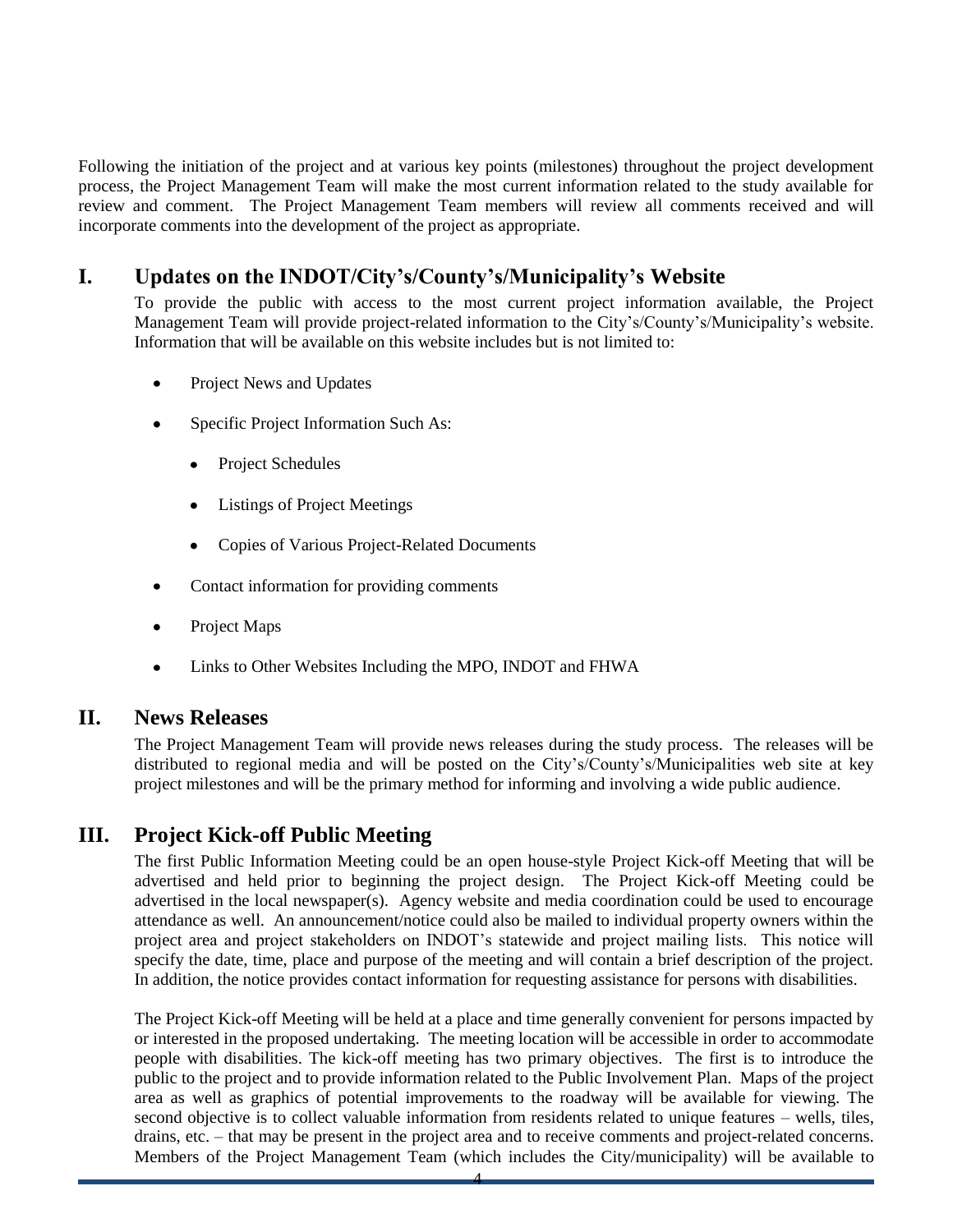Following the initiation of the project and at various key points (milestones) throughout the project development process, the Project Management Team will make the most current information related to the study available for review and comment. The Project Management Team members will review all comments received and will incorporate comments into the development of the project as appropriate.

## I. Updates on the INDOT/City's/County's/Municipality's Website

To provide the public with access to the most current project information available, the Project Management Team will provide project-related information to the City's/County's/Municipality's website. Information that will be available on this website includes but is not limited to:

- Project News and Updates
- Specific Project Information Such As:
  - Project Schedules
  - Listings of Project Meetings
  - Copies of Various Project-Related Documents
- Contact information for providing comments
- Project Maps
- Links to Other Websites Including the MPO, INDOT and FHWA

## II. News Releases

The Project Management Team will provide news releases during the study process. The releases will be distributed to regional media and will be posted on the City's/County's/Municipalities web site at key project milestones and will be the primary method for informing and involving a wide public audience.

## III. Project Kick-off Public Meeting

The first Public Information Meeting could be an open house-style Project Kick-off Meeting that will be advertised and held prior to beginning the project design. The Project Kick-off Meeting could be advertised in the local newspaper(s). Agency website and media coordination could be used to encourage attendance as well. An announcement/notice could also be mailed to individual property owners within the project area and project stakeholders on INDOT's statewide and project mailing lists. This notice will specify the date, time, place and purpose of the meeting and will contain a brief description of the project. In addition, the notice provides contact information for requesting assistance for persons with disabilities.

The Project Kick-off Meeting will be held at a place and time generally convenient for persons impacted by or interested in the proposed undertaking. The meeting location will be accessible in order to accommodate people with disabilities. The kick-off meeting has two primary objectives. The first is to introduce the public to the project and to provide information related to the Public Involvement Plan. Maps of the project area as well as graphics of potential improvements to the roadway will be available for viewing. The second objective is to collect valuable information from residents related to unique features – wells, tiles, drains, etc. – that may be present in the project area and to receive comments and project-related concerns. Members of the Project Management Team (which includes the City/municipality) will be available to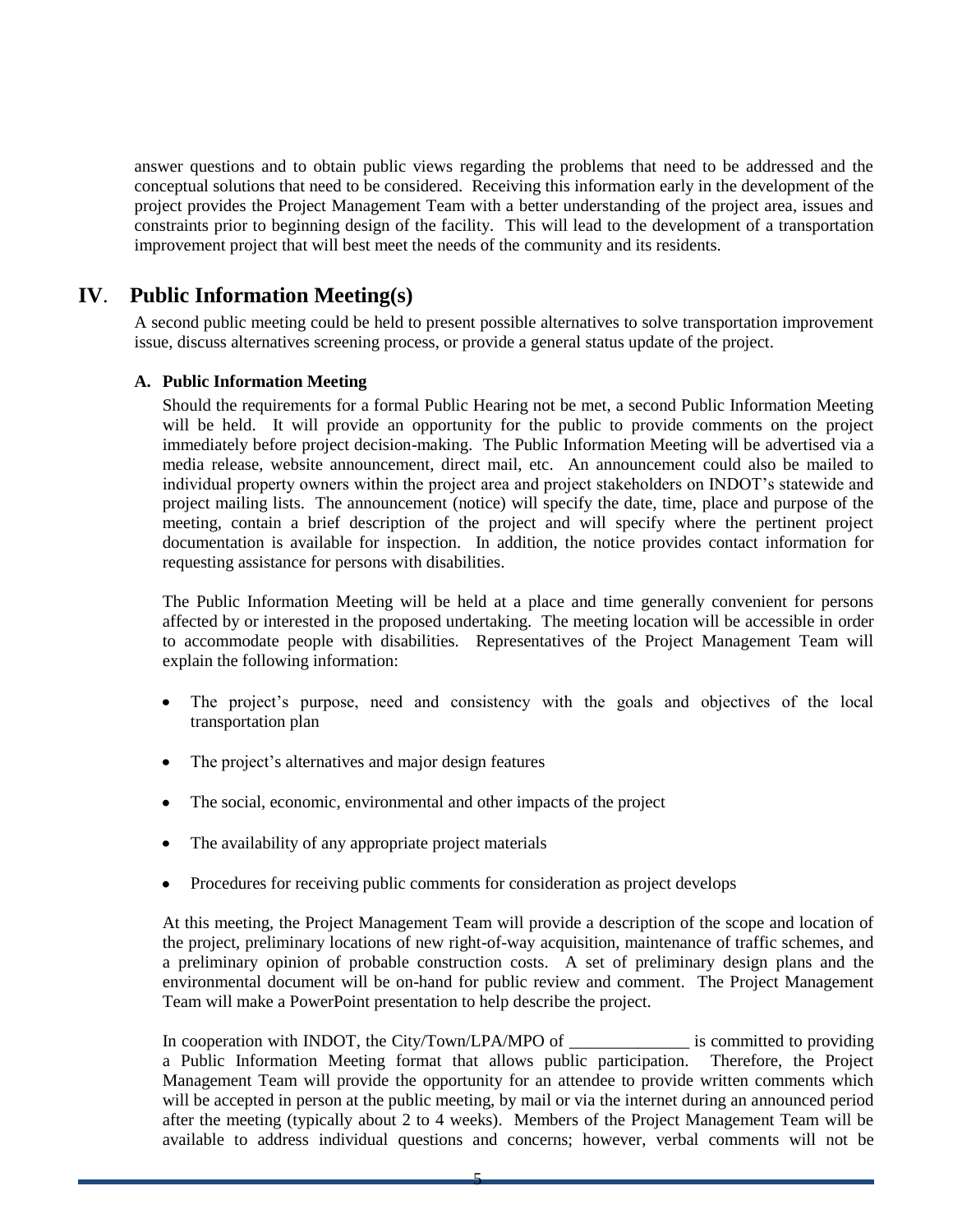answer questions and to obtain public views regarding the problems that need to be addressed and the conceptual solutions that need to be considered. Receiving this information early in the development of the project provides the Project Management Team with a better understanding of the project area, issues and constraints prior to beginning design of the facility. This will lead to the development of a transportation improvement project that will best meet the needs of the community and its residents.

## IV. Public Information Meeting(s)

A second public meeting could be held to present possible alternatives to solve transportation improvement issue, discuss alternatives screening process, or provide a general status update of the project.

### A. Public Information Meeting

Should the requirements for a formal Public Hearing not be met, a second Public Information Meeting will be held. It will provide an opportunity for the public to provide comments on the project immediately before project decision-making. The Public Information Meeting will be advertised via a media release, website announcement, direct mail, etc. An announcement could also be mailed to individual property owners within the project area and project stakeholders on INDOT's statewide and project mailing lists. The announcement (notice) will specify the date, time, place and purpose of the meeting, contain a brief description of the project and will specify where the pertinent project documentation is available for inspection. In addition, the notice provides contact information for requesting assistance for persons with disabilities.

The Public Information Meeting will be held at a place and time generally convenient for persons affected by or interested in the proposed undertaking. The meeting location will be accessible in order to accommodate people with disabilities. Representatives of the Project Management Team will explain the following information:

- The project's purpose, need and consistency with the goals and objectives of the local transportation plan
- The project's alternatives and major design features
- The social, economic, environmental and other impacts of the project
- The availability of any appropriate project materials
- Procedures for receiving public comments for consideration as project develops

At this meeting, the Project Management Team will provide a description of the scope and location of the project, preliminary locations of new right-of-way acquisition, maintenance of traffic schemes, and a preliminary opinion of probable construction costs. A set of preliminary design plans and the environmental document will be on-hand for public review and comment. The Project Management Team will make a PowerPoint presentation to help describe the project.

In cooperation with INDOT, the City/Town/LPA/MPO of ______________ is committed to providing a Public Information Meeting format that allows public participation. Therefore, the Project Management Team will provide the opportunity for an attendee to provide written comments which will be accepted in person at the public meeting, by mail or via the internet during an announced period after the meeting (typically about 2 to 4 weeks). Members of the Project Management Team will be available to address individual questions and concerns; however, verbal comments will not be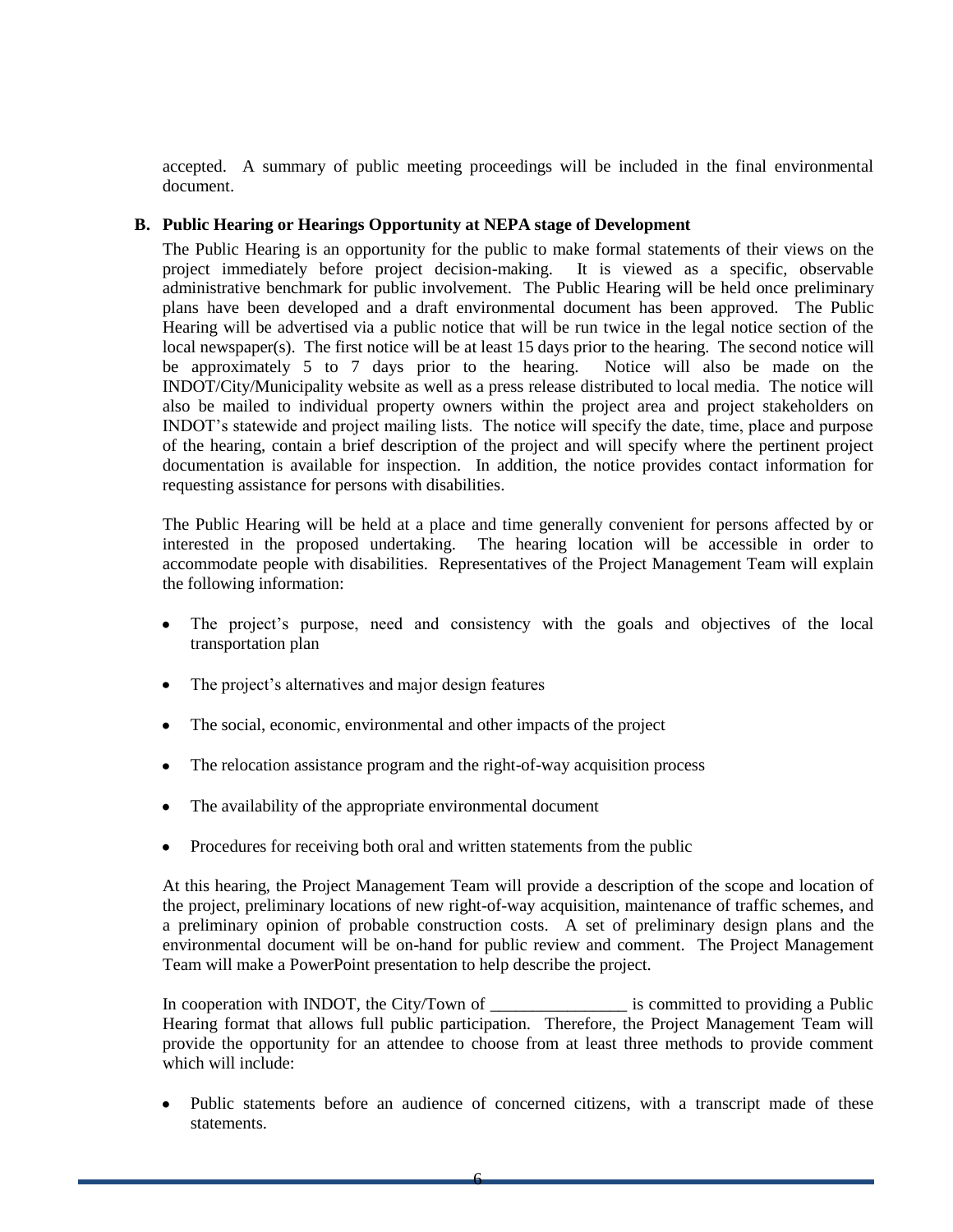accepted. A summary of public meeting proceedings will be included in the final environmental document.

**B. Public Hearing or Hearings Opportunity at NEPA stage of Development**

The Public Hearing is an opportunity for the public to make formal statements of their views on the project immediately before project decision-making. It is viewed as a specific, observable administrative benchmark for public involvement. The Public Hearing will be held once preliminary plans have been developed and a draft environmental document has been approved. The Public Hearing will be advertised via a public notice that will be run twice in the legal notice section of the local newspaper(s). The first notice will be at least 15 days prior to the hearing. The second notice will be approximately 5 to 7 days prior to the hearing. Notice will also be made on the INDOT/City/Municipality website as well as a press release distributed to local media. The notice will also be mailed to individual property owners within the project area and project stakeholders on INDOT's statewide and project mailing lists. The notice will specify the date, time, place and purpose of the hearing, contain a brief description of the project and will specify where the pertinent project documentation is available for inspection. In addition, the notice provides contact information for requesting assistance for persons with disabilities.

The Public Hearing will be held at a place and time generally convenient for persons affected by or interested in the proposed undertaking. The hearing location will be accessible in order to accommodate people with disabilities. Representatives of the Project Management Team will explain the following information:

- The project's purpose, need and consistency with the goals and objectives of the local transportation plan
- The project's alternatives and major design features
- The social, economic, environmental and other impacts of the project
- The relocation assistance program and the right-of-way acquisition process
- The availability of the appropriate environmental document
- Procedures for receiving both oral and written statements from the public

At this hearing, the Project Management Team will provide a description of the scope and location of the project, preliminary locations of new right-of-way acquisition, maintenance of traffic schemes, and a preliminary opinion of probable construction costs. A set of preliminary design plans and the environmental document will be on-hand for public review and comment. The Project Management Team will make a PowerPoint presentation to help describe the project.

In cooperation with INDOT, the City/Town of ________________ is committed to providing a Public Hearing format that allows full public participation. Therefore, the Project Management Team will provide the opportunity for an attendee to choose from at least three methods to provide comment which will include:

- Public statements before an audience of concerned citizens, with a transcript made of these statements.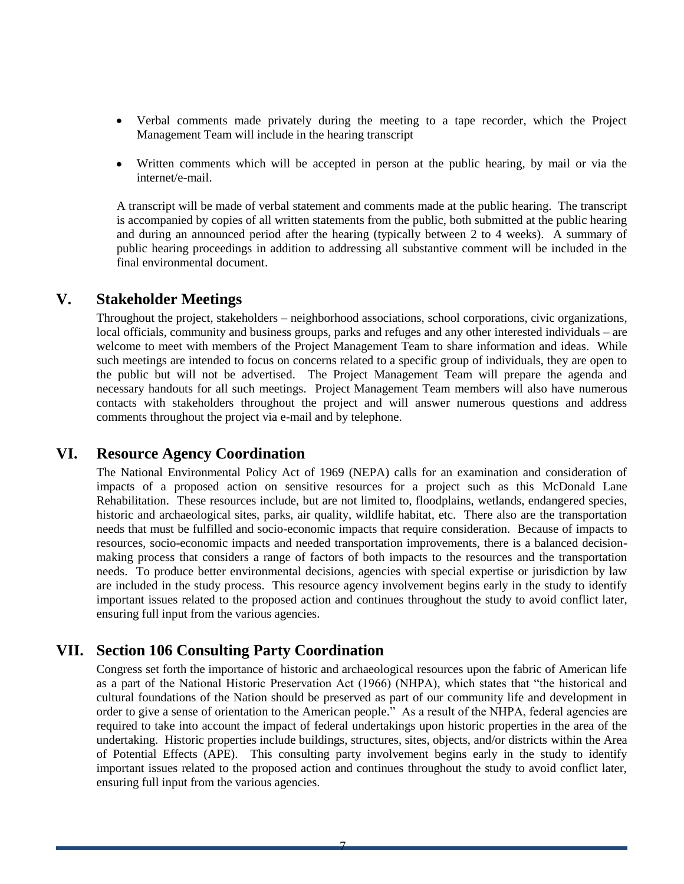- Verbal comments made privately during the meeting to a tape recorder, which the Project Management Team will include in the hearing transcript

- Written comments which will be accepted in person at the public hearing, by mail or via the internet/e-mail.

A transcript will be made of verbal statement and comments made at the public hearing. The transcript is accompanied by copies of all written statements from the public, both submitted at the public hearing and during an announced period after the hearing (typically between 2 to 4 weeks). A summary of public hearing proceedings in addition to addressing all substantive comment will be included in the final environmental document.

## V. Stakeholder Meetings

Throughout the project, stakeholders – neighborhood associations, school corporations, civic organizations, local officials, community and business groups, parks and refuges and any other interested individuals – are welcome to meet with members of the Project Management Team to share information and ideas. While such meetings are intended to focus on concerns related to a specific group of individuals, they are open to the public but will not be advertised. The Project Management Team will prepare the agenda and necessary handouts for all such meetings. Project Management Team members will also have numerous contacts with stakeholders throughout the project and will answer numerous questions and address comments throughout the project via e-mail and by telephone.

## VI. Resource Agency Coordination

The National Environmental Policy Act of 1969 (NEPA) calls for an examination and consideration of impacts of a proposed action on sensitive resources for a project such as this McDonald Lane Rehabilitation. These resources include, but are not limited to, floodplains, wetlands, endangered species, historic and archaeological sites, parks, air quality, wildlife habitat, etc. There also are the transportation needs that must be fulfilled and socio-economic impacts that require consideration. Because of impacts to resources, socio-economic impacts and needed transportation improvements, there is a balanced decision-making process that considers a range of factors of both impacts to the resources and the transportation needs. To produce better environmental decisions, agencies with special expertise or jurisdiction by law are included in the study process. This resource agency involvement begins early in the study to identify important issues related to the proposed action and continues throughout the study to avoid conflict later, ensuring full input from the various agencies.

## VII. Section 106 Consulting Party Coordination

Congress set forth the importance of historic and archaeological resources upon the fabric of American life as a part of the National Historic Preservation Act (1966) (NHPA), which states that "the historical and cultural foundations of the Nation should be preserved as part of our community life and development in order to give a sense of orientation to the American people." As a result of the NHPA, federal agencies are required to take into account the impact of federal undertakings upon historic properties in the area of the undertaking. Historic properties include buildings, structures, sites, objects, and/or districts within the Area of Potential Effects (APE). This consulting party involvement begins early in the study to identify important issues related to the proposed action and continues throughout the study to avoid conflict later, ensuring full input from the various agencies.